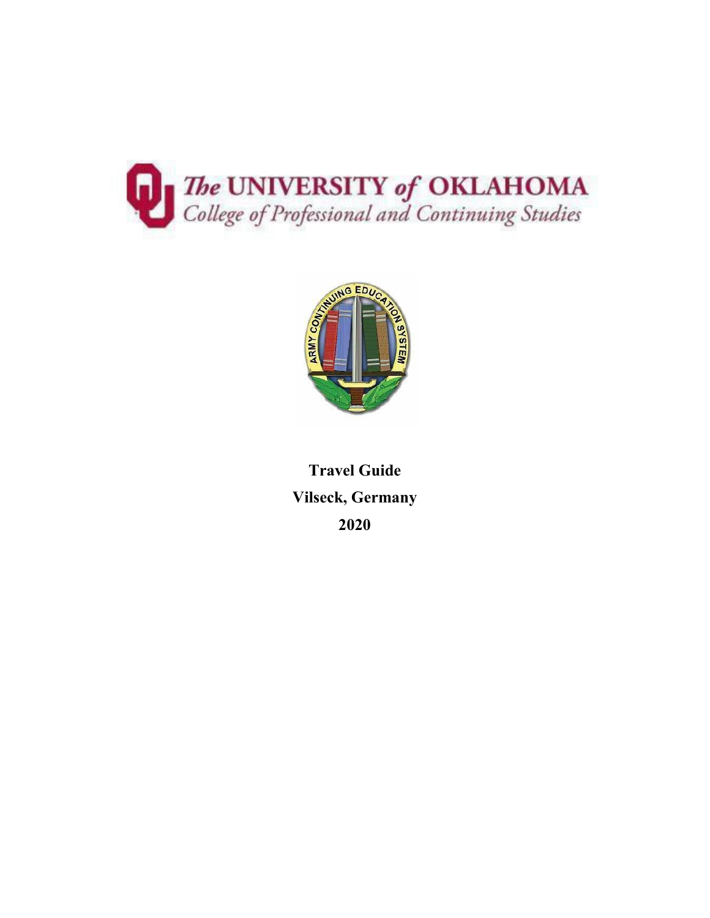The UNIVERSITY of OKLAHOMA
College of Professional and Continuing Studies

ARMY CONTINUING EDUCATION SYSTEM

**Travel Guide**

**Vilseck, Germany**

**2020**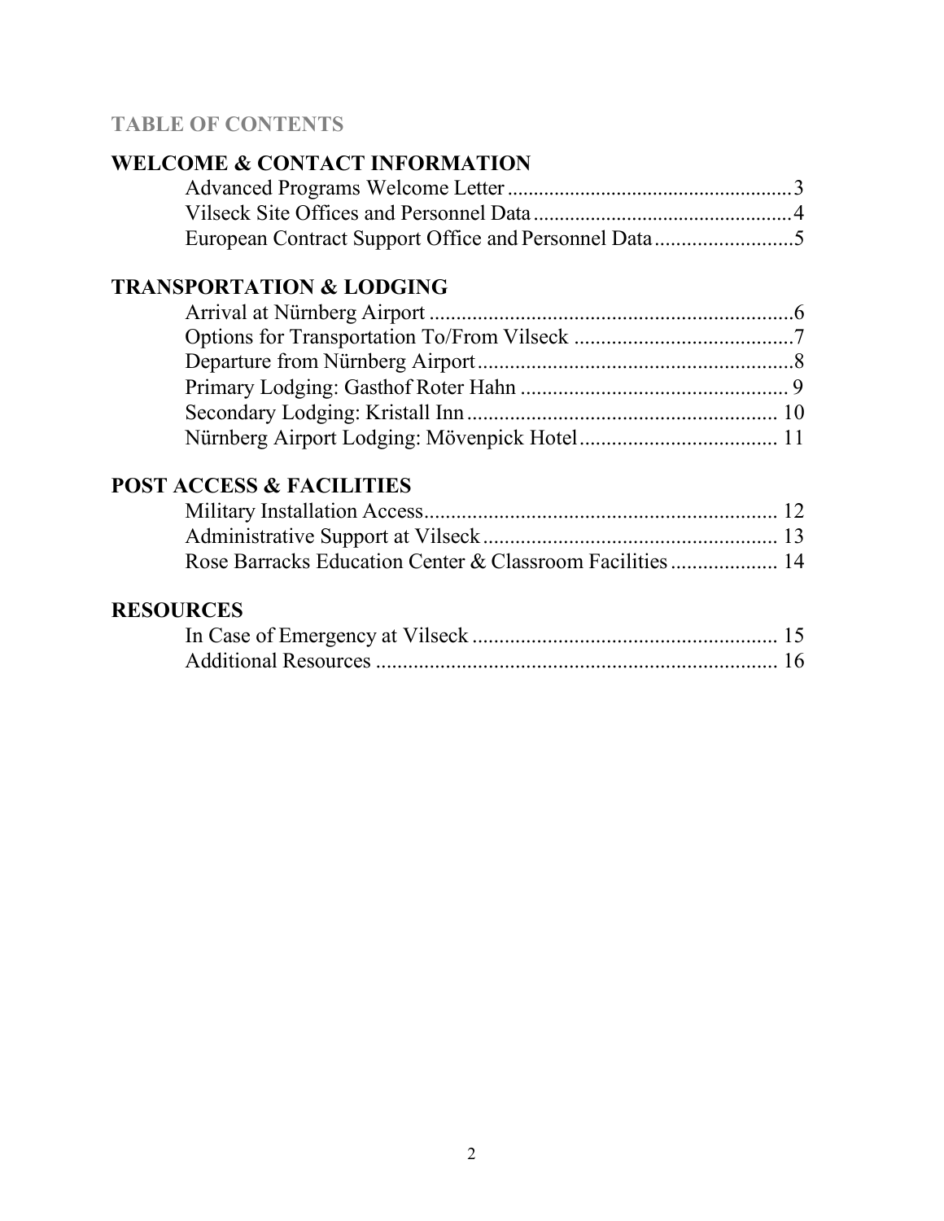## TABLE OF CONTENTS

### WELCOME & CONTACT INFORMATION

Advanced Programs Welcome Letter ....................................................... 3
Vilseck Site Offices and Personnel Data ................................................. 4
European Contract Support Office and Personnel Data .......................... 5

### TRANSPORTATION & LODGING

Arrival at Nürnberg Airport .................................................................... 6
Options for Transportation To/From Vilseck .......................................... 7
Departure from Nürnberg Airport ........................................................... 8
Primary Lodging: Gasthof Roter Hahn .................................................. 9
Secondary Lodging: Kristall Inn .......................................................... 10
Nürnberg Airport Lodging: Mövenpick Hotel ..................................... 11

### POST ACCESS & FACILITIES

Military Installation Access .................................................................. 12
Administrative Support at Vilseck ....................................................... 13
Rose Barracks Education Center & Classroom Facilities .................... 14

### RESOURCES

In Case of Emergency at Vilseck ......................................................... 15
Additional Resources ........................................................................... 16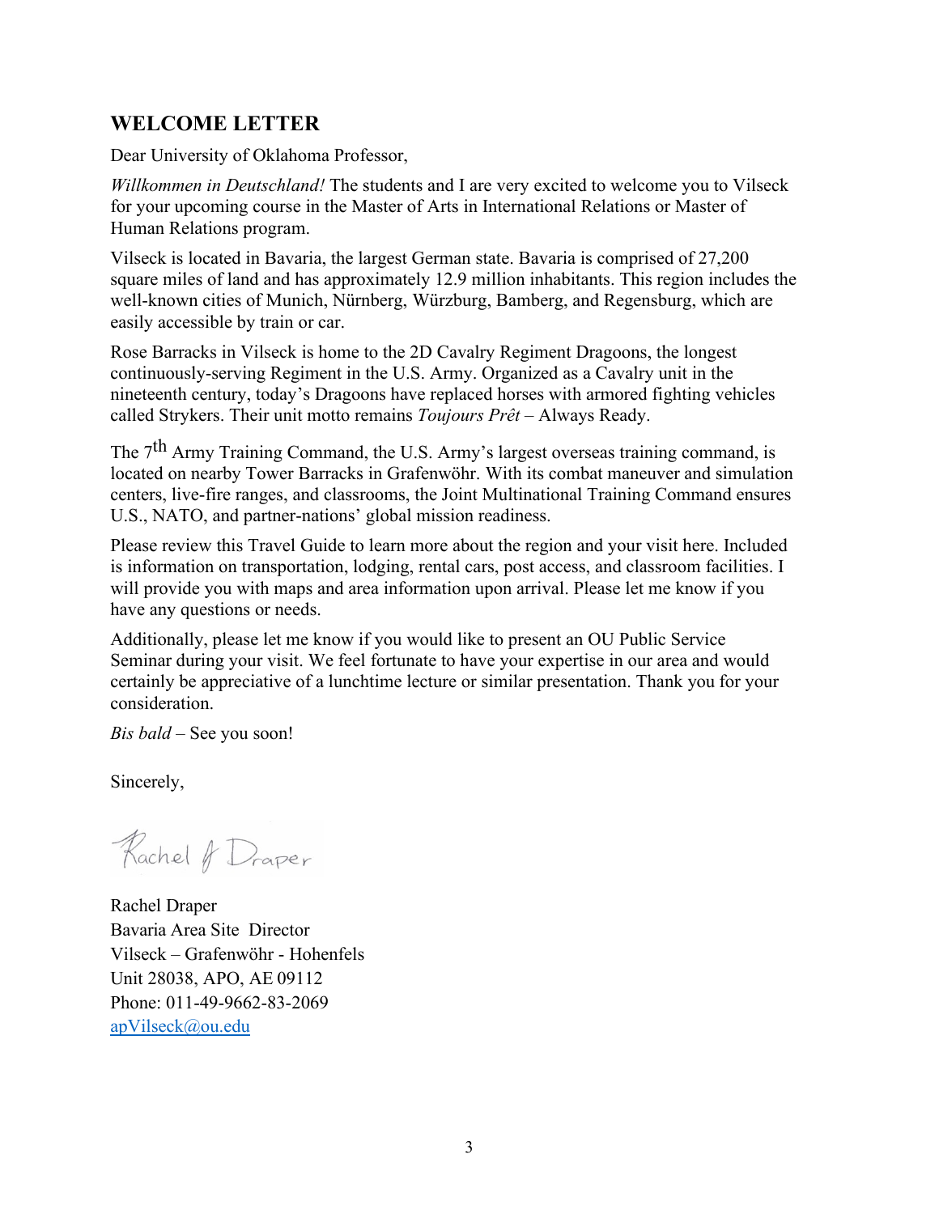## WELCOME LETTER

Dear University of Oklahoma Professor,

*Willkommen in Deutschland!* The students and I are very excited to welcome you to Vilseck for your upcoming course in the Master of Arts in International Relations or Master of Human Relations program.

Vilseck is located in Bavaria, the largest German state. Bavaria is comprised of 27,200 square miles of land and has approximately 12.9 million inhabitants. This region includes the well-known cities of Munich, Nürnberg, Würzburg, Bamberg, and Regensburg, which are easily accessible by train or car.

Rose Barracks in Vilseck is home to the 2D Cavalry Regiment Dragoons, the longest continuously-serving Regiment in the U.S. Army. Organized as a Cavalry unit in the nineteenth century, today's Dragoons have replaced horses with armored fighting vehicles called Strykers. Their unit motto remains *Toujours Prêt* – Always Ready.

The 7th Army Training Command, the U.S. Army's largest overseas training command, is located on nearby Tower Barracks in Grafenwöhr. With its combat maneuver and simulation centers, live-fire ranges, and classrooms, the Joint Multinational Training Command ensures U.S., NATO, and partner-nations' global mission readiness.

Please review this Travel Guide to learn more about the region and your visit here. Included is information on transportation, lodging, rental cars, post access, and classroom facilities. I will provide you with maps and area information upon arrival. Please let me know if you have any questions or needs.

Additionally, please let me know if you would like to present an OU Public Service Seminar during your visit. We feel fortunate to have your expertise in our area and would certainly be appreciative of a lunchtime lecture or similar presentation. Thank you for your consideration.

*Bis bald* – See you soon!

Sincerely,

Rachel Draper

Rachel Draper
Bavaria Area Site Director
Vilseck – Grafenwöhr - Hohenfels
Unit 28038, APO, AE 09112
Phone: 011-49-9662-83-2069
apVilseck@ou.edu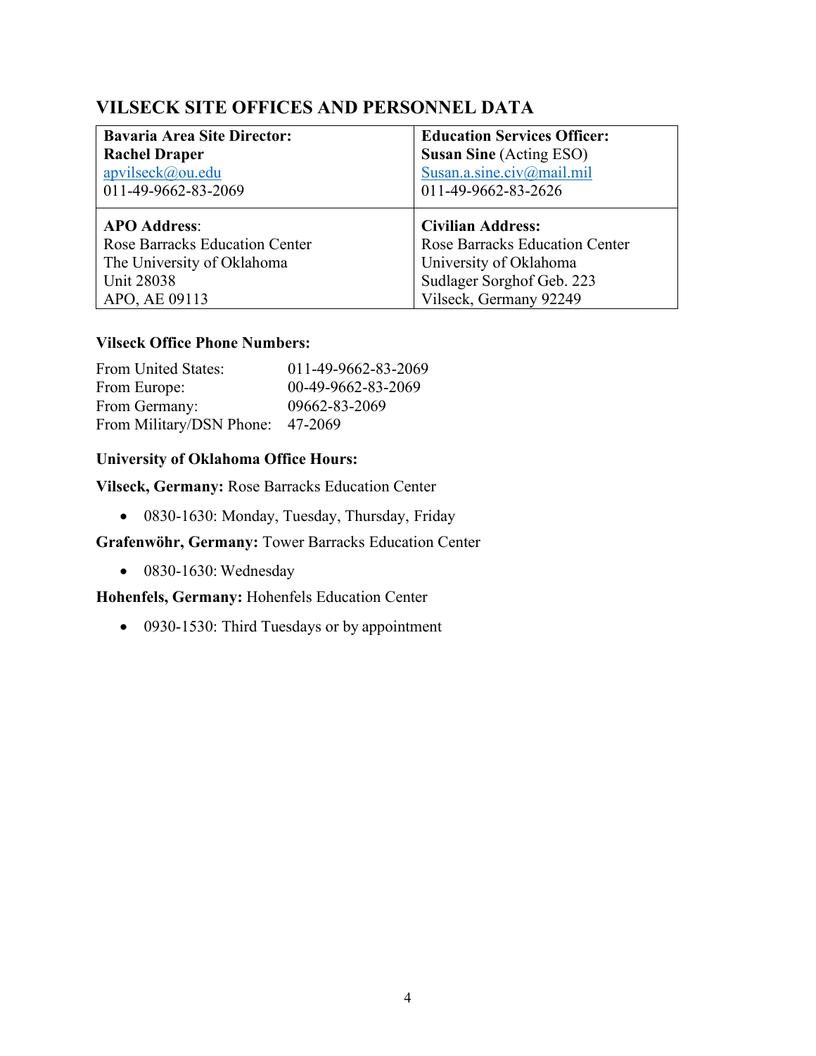## VILSECK SITE OFFICES AND PERSONNEL DATA

| | |
|---|---|
| **Bavaria Area Site Director:**<br>**Rachel Draper**<br>apvilseck@ou.edu<br>011-49-9662-83-2069 | **Education Services Officer:**<br>**Susan Sine** (Acting ESO)<br>Susan.a.sine.civ@mail.mil<br>011-49-9662-83-2626 |
| **APO Address**:<br>Rose Barracks Education Center<br>The University of Oklahoma<br>Unit 28038<br>APO, AE 09113 | **Civilian Address:**<br>Rose Barracks Education Center<br>University of Oklahoma<br>Sudlager Sorghof Geb. 223<br>Vilseck, Germany 92249 |

**Vilseck Office Phone Numbers:**

| | |
|---|---|
| From United States: | 011-49-9662-83-2069 |
| From Europe: | 00-49-9662-83-2069 |
| From Germany: | 09662-83-2069 |
| From Military/DSN Phone: | 47-2069 |

**University of Oklahoma Office Hours:**

**Vilseck, Germany:** Rose Barracks Education Center

- 0830-1630: Monday, Tuesday, Thursday, Friday

**Grafenwöhr, Germany:** Tower Barracks Education Center

- 0830-1630: Wednesday

**Hohenfels, Germany:** Hohenfels Education Center

- 0930-1530: Third Tuesdays or by appointment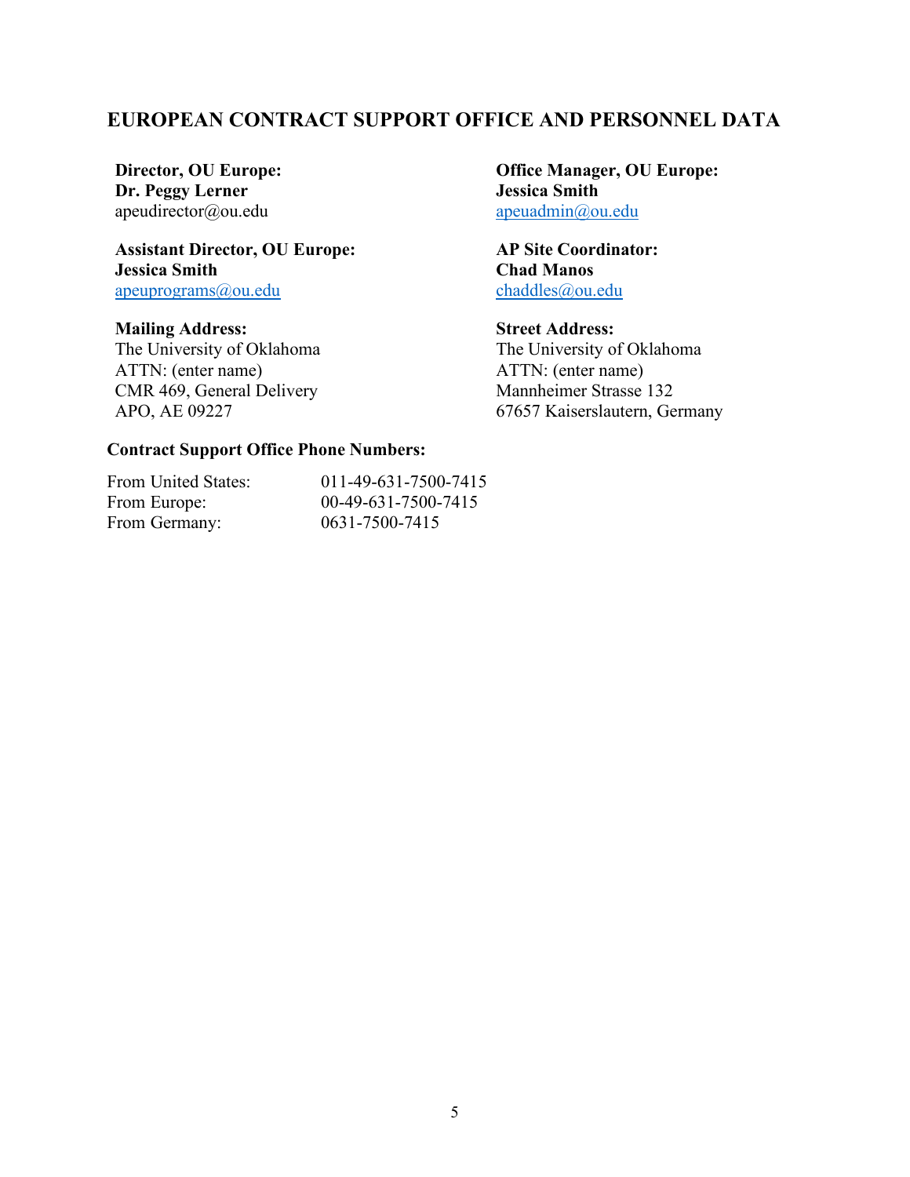# EUROPEAN CONTRACT SUPPORT OFFICE AND PERSONNEL DATA

**Director, OU Europe:**
**Dr. Peggy Lerner**
apeudirector@ou.edu

**Assistant Director, OU Europe:**
**Jessica Smith**
apeuprograms@ou.edu

**Mailing Address:**
The University of Oklahoma
ATTN: (enter name)
CMR 469, General Delivery
APO, AE 09227

**Office Manager, OU Europe:**
**Jessica Smith**
apeuadmin@ou.edu

**AP Site Coordinator:**
**Chad Manos**
chaddles@ou.edu

**Street Address:**
The University of Oklahoma
ATTN: (enter name)
Mannheimer Strasse 132
67657 Kaiserslautern, Germany

**Contract Support Office Phone Numbers:**

| | |
|---|---|
| From United States: | 011-49-631-7500-7415 |
| From Europe: | 00-49-631-7500-7415 |
| From Germany: | 0631-7500-7415 |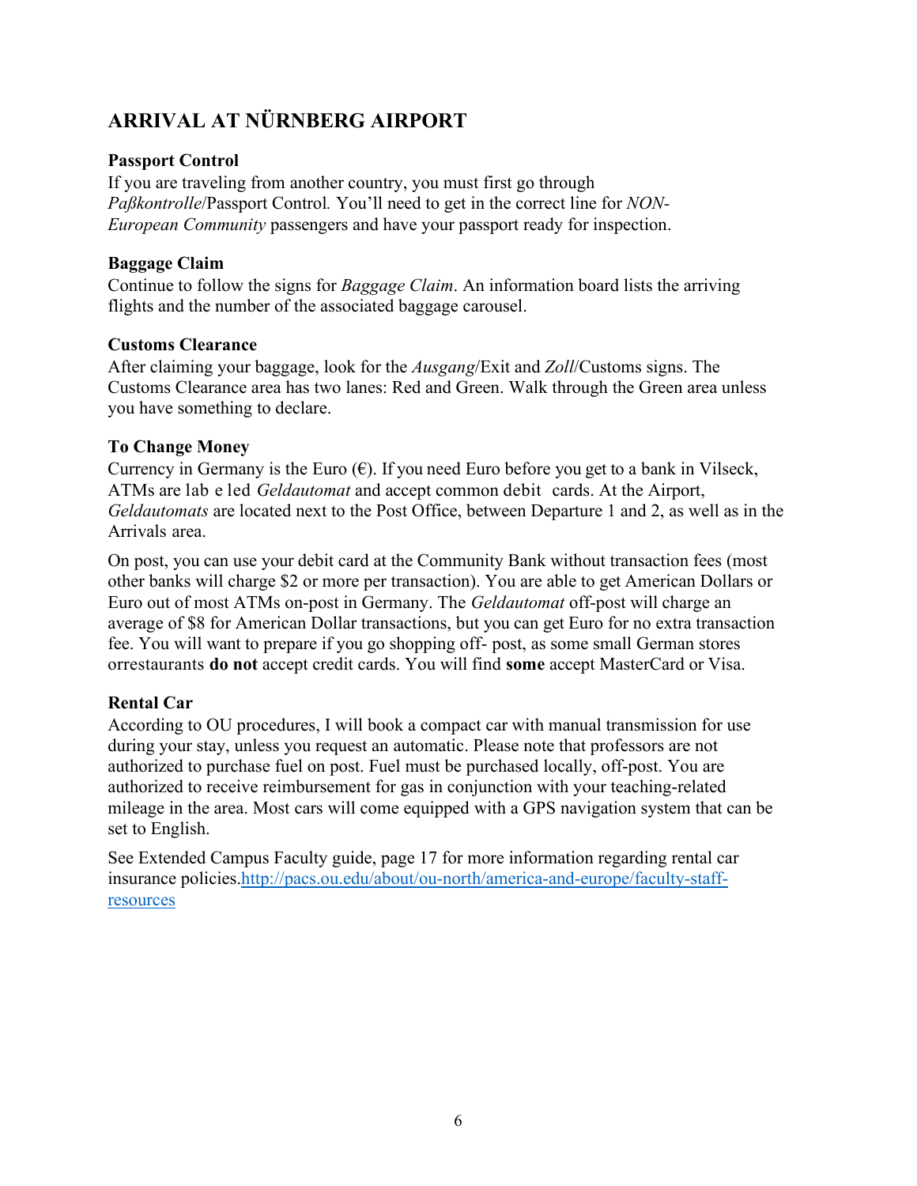## ARRIVAL AT NÜRNBERG AIRPORT

### Passport Control

If you are traveling from another country, you must first go through *Paßkontrolle*/Passport Control. You'll need to get in the correct line for *NON-European Community* passengers and have your passport ready for inspection.

### Baggage Claim

Continue to follow the signs for *Baggage Claim*. An information board lists the arriving flights and the number of the associated baggage carousel.

### Customs Clearance

After claiming your baggage, look for the *Ausgang*/Exit and *Zoll*/Customs signs. The Customs Clearance area has two lanes: Red and Green. Walk through the Green area unless you have something to declare.

### To Change Money

Currency in Germany is the Euro (€). If you need Euro before you get to a bank in Vilseck, ATMs are labeled *Geldautomat* and accept common debit cards. At the Airport, *Geldautomats* are located next to the Post Office, between Departure 1 and 2, as well as in the Arrivals area.

On post, you can use your debit card at the Community Bank without transaction fees (most other banks will charge $2 or more per transaction). You are able to get American Dollars or Euro out of most ATMs on-post in Germany. The *Geldautomat* off-post will charge an average of $8 for American Dollar transactions, but you can get Euro for no extra transaction fee. You will want to prepare if you go shopping off- post, as some small German stores orrestaurants **do not** accept credit cards. You will find **some** accept MasterCard or Visa.

### Rental Car

According to OU procedures, I will book a compact car with manual transmission for use during your stay, unless you request an automatic. Please note that professors are not authorized to purchase fuel on post. Fuel must be purchased locally, off-post. You are authorized to receive reimbursement for gas in conjunction with your teaching-related mileage in the area. Most cars will come equipped with a GPS navigation system that can be set to English.

See Extended Campus Faculty guide, page 17 for more information regarding rental car insurance policies.[http://pacs.ou.edu/about/ou-north/america-and-europe/faculty-staff-resources](http://pacs.ou.edu/about/ou-north/america-and-europe/faculty-staff-resources)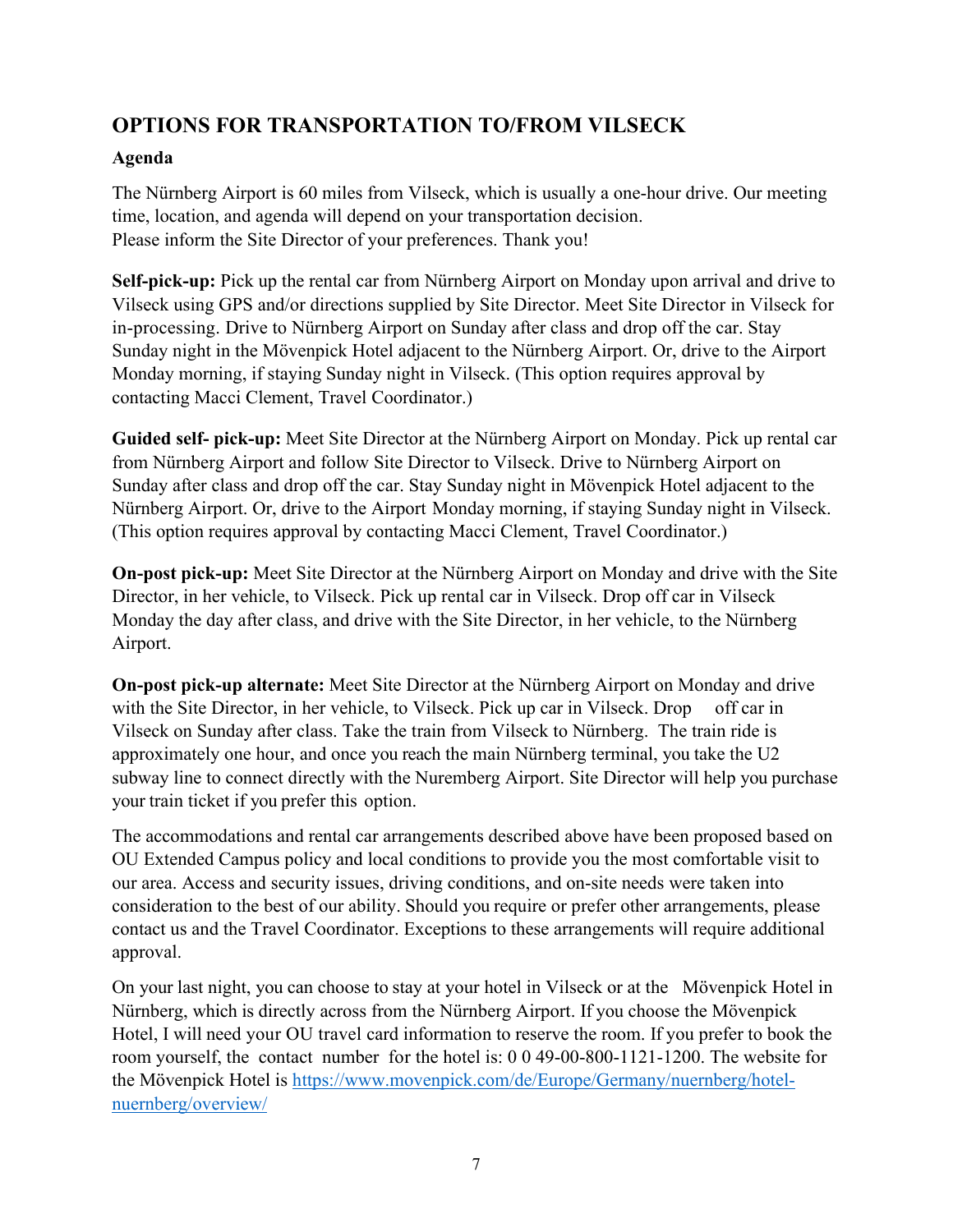## OPTIONS FOR TRANSPORTATION TO/FROM VILSECK

### Agenda

The Nürnberg Airport is 60 miles from Vilseck, which is usually a one-hour drive. Our meeting time, location, and agenda will depend on your transportation decision.
Please inform the Site Director of your preferences. Thank you!

**Self-pick-up:** Pick up the rental car from Nürnberg Airport on Monday upon arrival and drive to Vilseck using GPS and/or directions supplied by Site Director. Meet Site Director in Vilseck for in-processing. Drive to Nürnberg Airport on Sunday after class and drop off the car. Stay Sunday night in the Mövenpick Hotel adjacent to the Nürnberg Airport. Or, drive to the Airport Monday morning, if staying Sunday night in Vilseck. (This option requires approval by contacting Macci Clement, Travel Coordinator.)

**Guided self- pick-up:** Meet Site Director at the Nürnberg Airport on Monday. Pick up rental car from Nürnberg Airport and follow Site Director to Vilseck. Drive to Nürnberg Airport on Sunday after class and drop off the car. Stay Sunday night in Mövenpick Hotel adjacent to the Nürnberg Airport. Or, drive to the Airport Monday morning, if staying Sunday night in Vilseck. (This option requires approval by contacting Macci Clement, Travel Coordinator.)

**On-post pick-up:** Meet Site Director at the Nürnberg Airport on Monday and drive with the Site Director, in her vehicle, to Vilseck. Pick up rental car in Vilseck. Drop off car in Vilseck Monday the day after class, and drive with the Site Director, in her vehicle, to the Nürnberg Airport.

**On-post pick-up alternate:** Meet Site Director at the Nürnberg Airport on Monday and drive with the Site Director, in her vehicle, to Vilseck. Pick up car in Vilseck. Drop off car in Vilseck on Sunday after class. Take the train from Vilseck to Nürnberg. The train ride is approximately one hour, and once you reach the main Nürnberg terminal, you take the U2 subway line to connect directly with the Nuremberg Airport. Site Director will help you purchase your train ticket if you prefer this option.

The accommodations and rental car arrangements described above have been proposed based on OU Extended Campus policy and local conditions to provide you the most comfortable visit to our area. Access and security issues, driving conditions, and on-site needs were taken into consideration to the best of our ability. Should you require or prefer other arrangements, please contact us and the Travel Coordinator. Exceptions to these arrangements will require additional approval.

On your last night, you can choose to stay at your hotel in Vilseck or at the Mövenpick Hotel in Nürnberg, which is directly across from the Nürnberg Airport. If you choose the Mövenpick Hotel, I will need your OU travel card information to reserve the room. If you prefer to book the room yourself, the contact number for the hotel is: 0 0 49-00-800-1121-1200. The website for the Mövenpick Hotel is [https://www.movenpick.com/de/Europe/Germany/nuernberg/hotel-nuernberg/overview/](https://www.movenpick.com/de/Europe/Germany/nuernberg/hotel-nuernberg/overview/)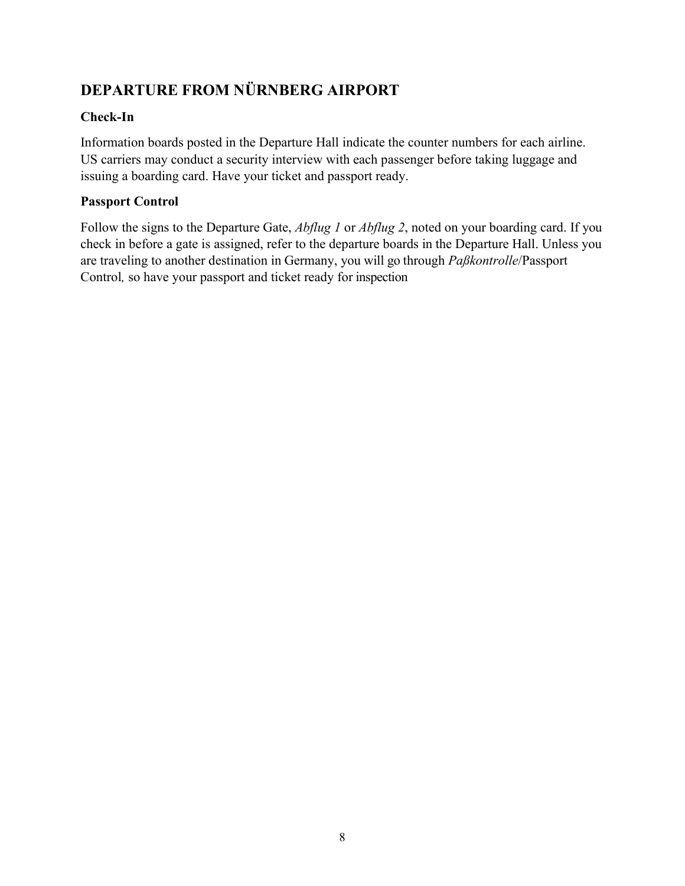## DEPARTURE FROM NÜRNBERG AIRPORT

### Check-In

Information boards posted in the Departure Hall indicate the counter numbers for each airline. US carriers may conduct a security interview with each passenger before taking luggage and issuing a boarding card. Have your ticket and passport ready.

### Passport Control

Follow the signs to the Departure Gate, *Abflug 1* or *Abflug 2*, noted on your boarding card. If you check in before a gate is assigned, refer to the departure boards in the Departure Hall. Unless you are traveling to another destination in Germany, you will go through *Paßkontrolle*/Passport Control*,* so have your passport and ticket ready for inspection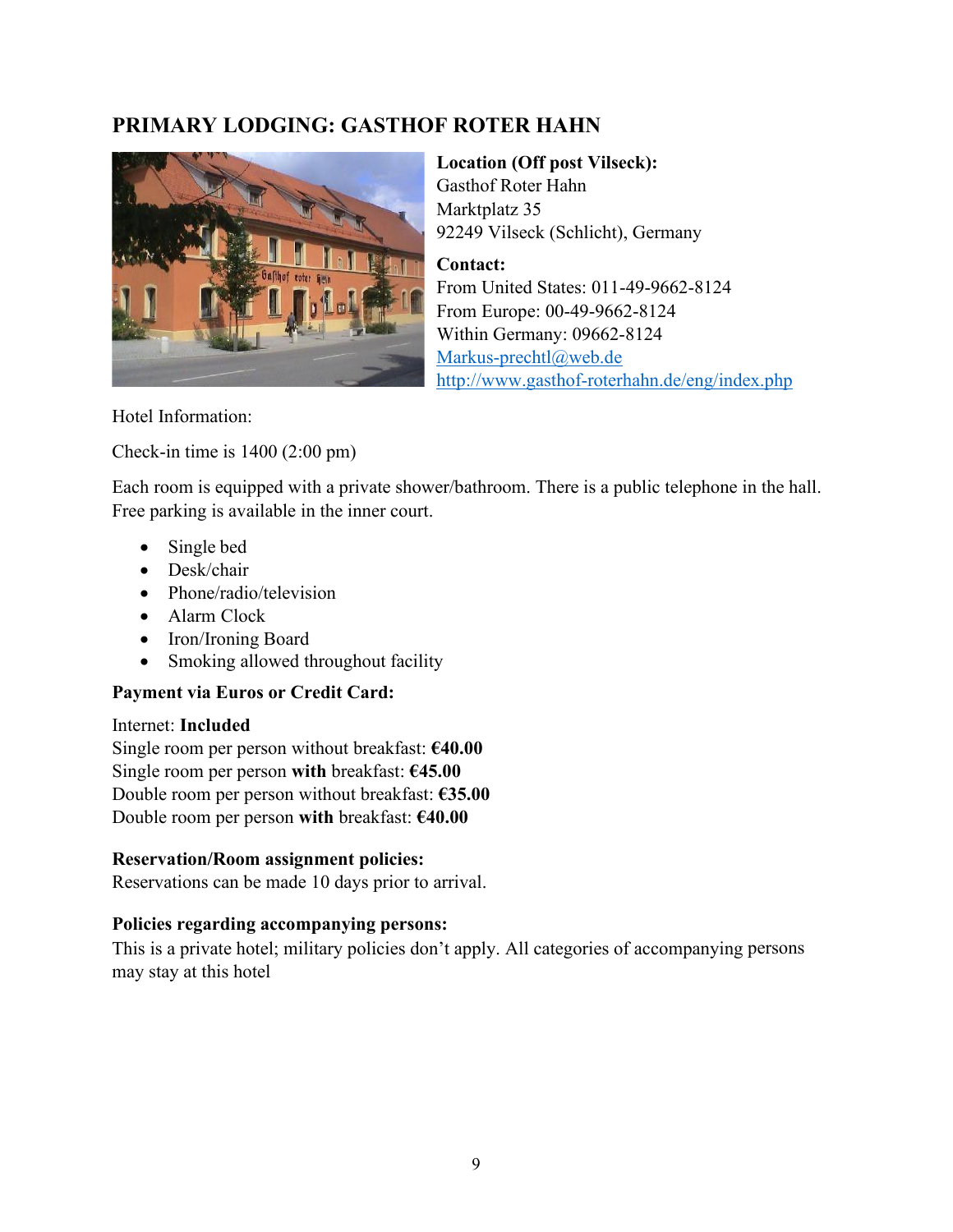## PRIMARY LODGING: GASTHOF ROTER HAHN

**Location (Off post Vilseck):**
Gasthof Roter Hahn
Marktplatz 35
92249 Vilseck (Schlicht), Germany

**Contact:**
From United States: 011-49-9662-8124
From Europe: 00-49-9662-8124
Within Germany: 09662-8124
Markus-prechtl@web.de
http://www.gasthof-roterhahn.de/eng/index.php

Hotel Information:

Check-in time is 1400 (2:00 pm)

Each room is equipped with a private shower/bathroom. There is a public telephone in the hall. Free parking is available in the inner court.

- Single bed
- Desk/chair
- Phone/radio/television
- Alarm Clock
- Iron/Ironing Board
- Smoking allowed throughout facility

**Payment via Euros or Credit Card:**

Internet: **Included**
Single room per person without breakfast: **€40.00**
Single room per person **with** breakfast: **€45.00**
Double room per person without breakfast: **€35.00**
Double room per person **with** breakfast: **€40.00**

**Reservation/Room assignment policies:**
Reservations can be made 10 days prior to arrival.

**Policies regarding accompanying persons:**
This is a private hotel; military policies don't apply. All categories of accompanying persons may stay at this hotel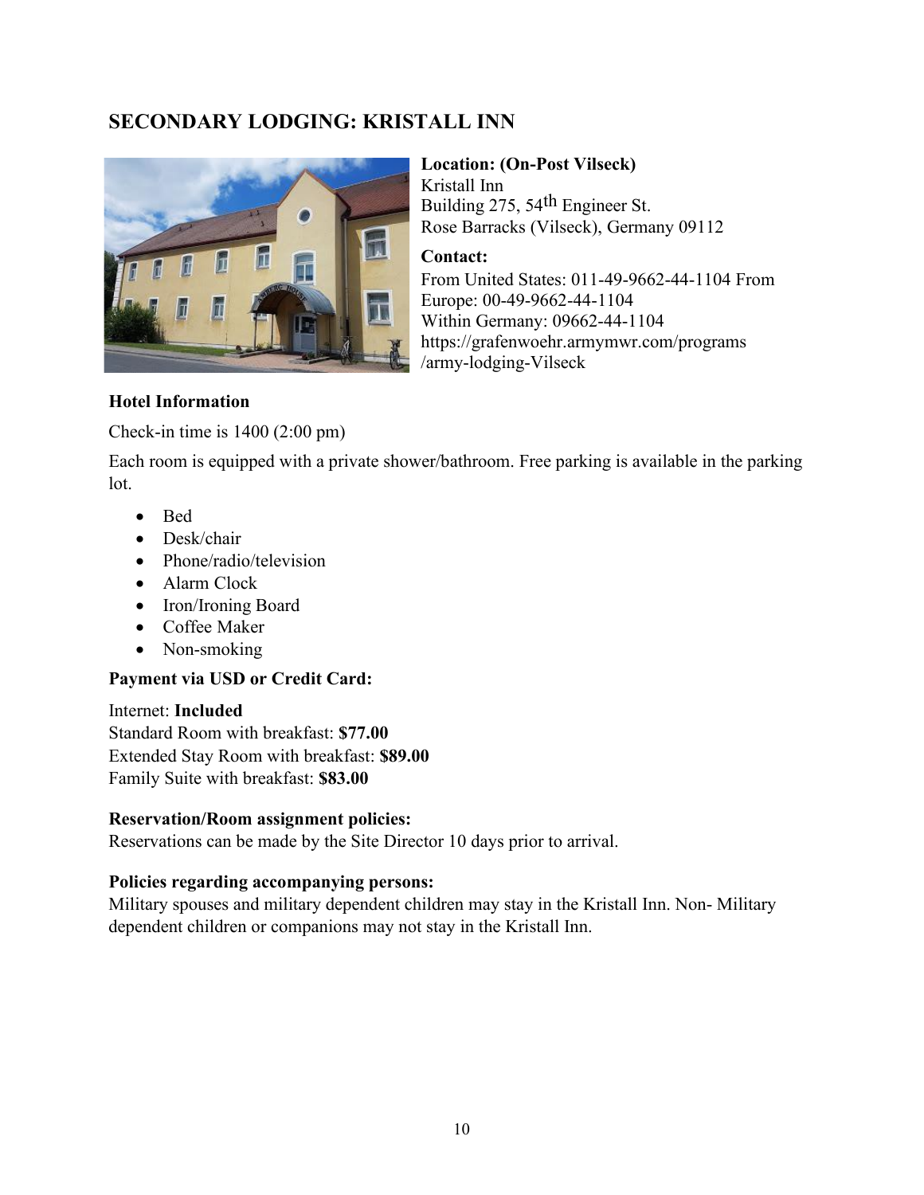## SECONDARY LODGING: KRISTALL INN

**Location: (On-Post Vilseck)**
Kristall Inn
Building 275, 54th Engineer St.
Rose Barracks (Vilseck), Germany 09112

**Contact:**
From United States: 011-49-9662-44-1104 From Europe: 00-49-9662-44-1104
Within Germany: 09662-44-1104
https://grafenwoehr.armymwr.com/programs/army-lodging-Vilseck

**Hotel Information**

Check-in time is 1400 (2:00 pm)

Each room is equipped with a private shower/bathroom. Free parking is available in the parking lot.

- Bed
- Desk/chair
- Phone/radio/television
- Alarm Clock
- Iron/Ironing Board
- Coffee Maker
- Non-smoking

**Payment via USD or Credit Card:**

Internet: **Included**
Standard Room with breakfast: **$77.00**
Extended Stay Room with breakfast: **$89.00**
Family Suite with breakfast: **$83.00**

**Reservation/Room assignment policies:**
Reservations can be made by the Site Director 10 days prior to arrival.

**Policies regarding accompanying persons:**
Military spouses and military dependent children may stay in the Kristall Inn. Non- Military dependent children or companions may not stay in the Kristall Inn.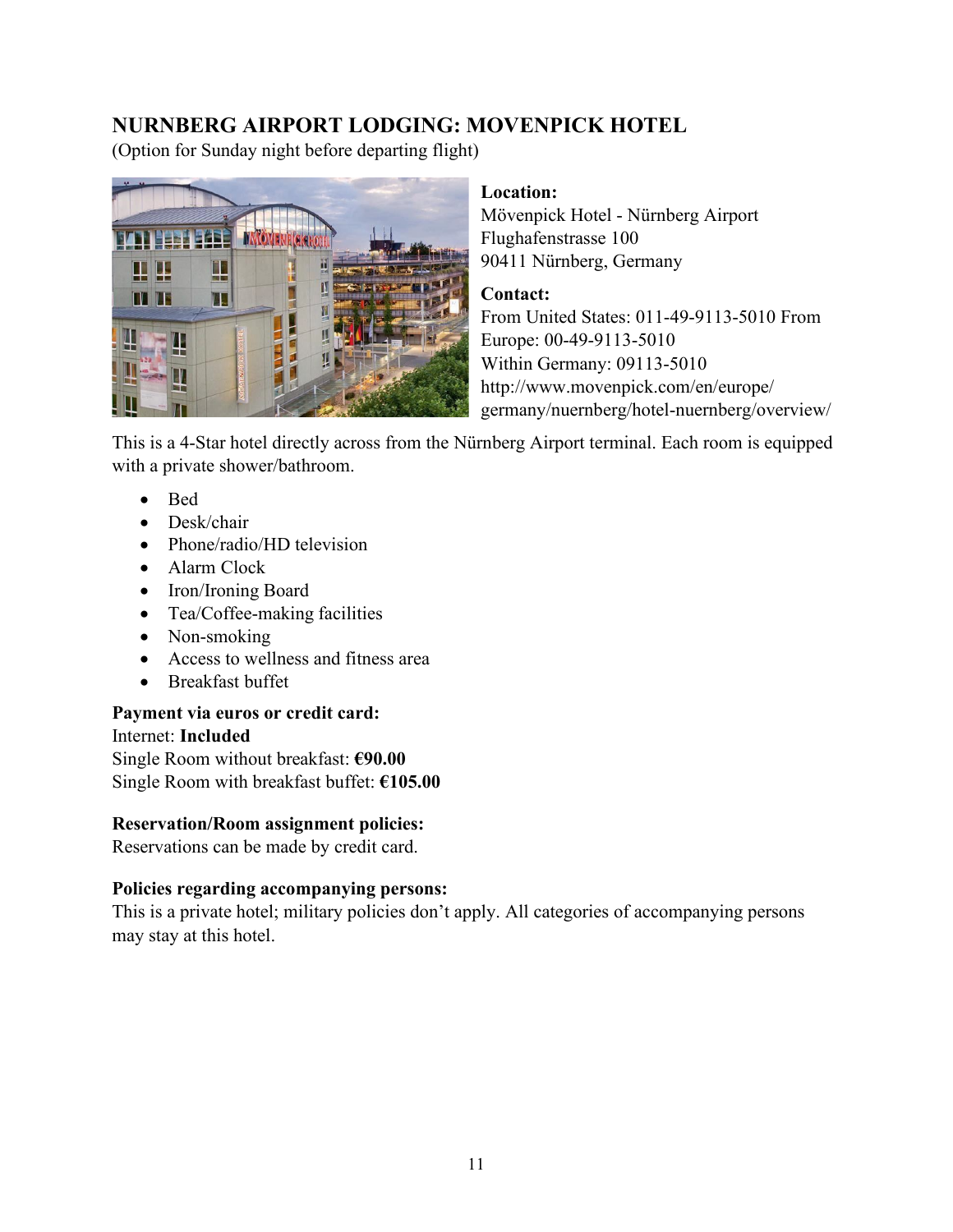## NURNBERG AIRPORT LODGING: MOVENPICK HOTEL

(Option for Sunday night before departing flight)

**Location:**
Mövenpick Hotel - Nürnberg Airport
Flughafenstrasse 100
90411 Nürnberg, Germany

**Contact:**
From United States: 011-49-9113-5010 From Europe: 00-49-9113-5010
Within Germany: 09113-5010
http://www.movenpick.com/en/europe/germany/nuernberg/hotel-nuernberg/overview/

This is a 4-Star hotel directly across from the Nürnberg Airport terminal. Each room is equipped with a private shower/bathroom.

- Bed
- Desk/chair
- Phone/radio/HD television
- Alarm Clock
- Iron/Ironing Board
- Tea/Coffee-making facilities
- Non-smoking
- Access to wellness and fitness area
- Breakfast buffet

**Payment via euros or credit card:**
Internet: **Included**
Single Room without breakfast: **€90.00**
Single Room with breakfast buffet: **€105.00**

**Reservation/Room assignment policies:**
Reservations can be made by credit card.

**Policies regarding accompanying persons:**
This is a private hotel; military policies don't apply. All categories of accompanying persons may stay at this hotel.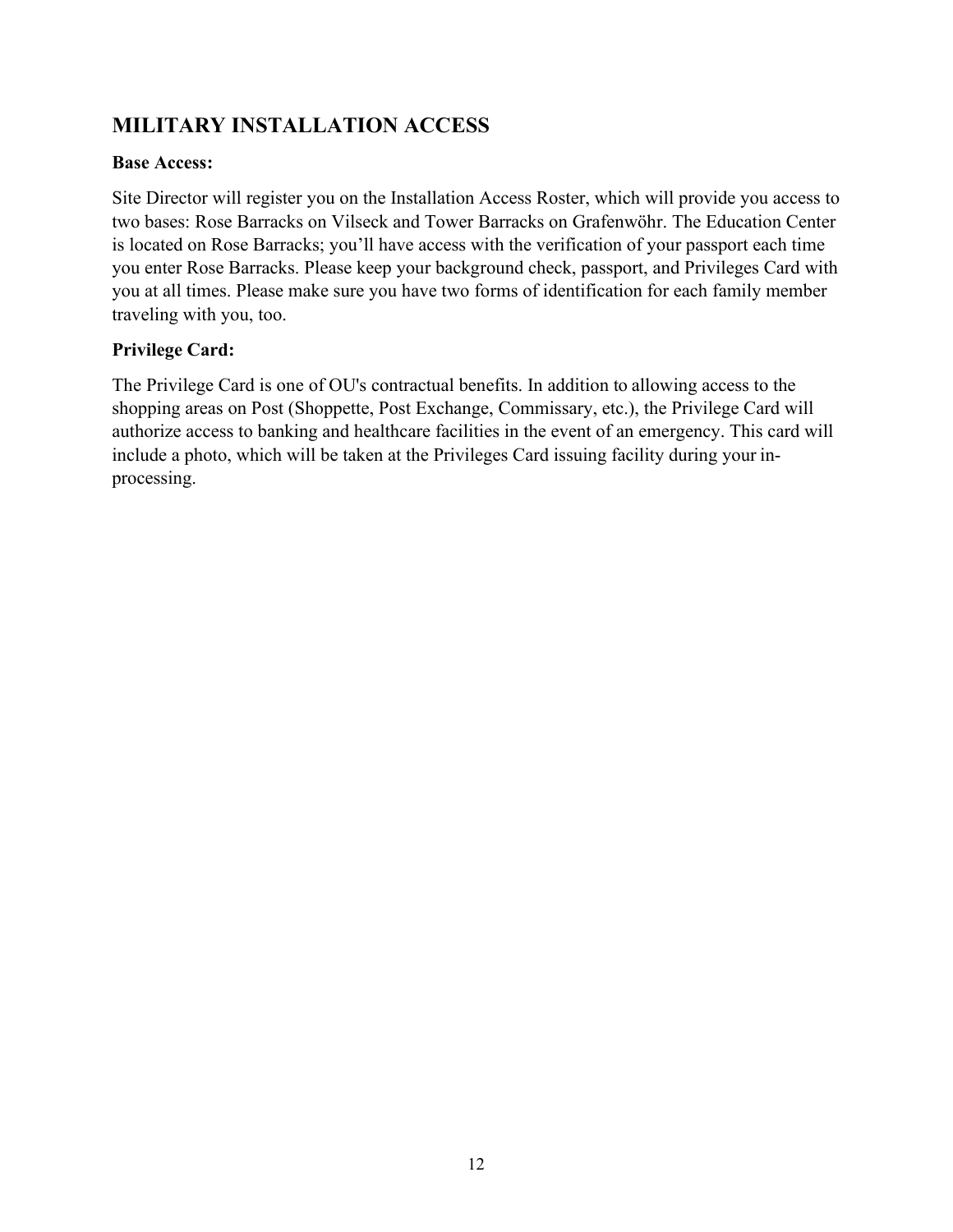## MILITARY INSTALLATION ACCESS

**Base Access:**

Site Director will register you on the Installation Access Roster, which will provide you access to two bases: Rose Barracks on Vilseck and Tower Barracks on Grafenwöhr. The Education Center is located on Rose Barracks; you'll have access with the verification of your passport each time you enter Rose Barracks. Please keep your background check, passport, and Privileges Card with you at all times. Please make sure you have two forms of identification for each family member traveling with you, too.

**Privilege Card:**

The Privilege Card is one of OU's contractual benefits. In addition to allowing access to the shopping areas on Post (Shoppette, Post Exchange, Commissary, etc.), the Privilege Card will authorize access to banking and healthcare facilities in the event of an emergency. This card will include a photo, which will be taken at the Privileges Card issuing facility during your in-processing.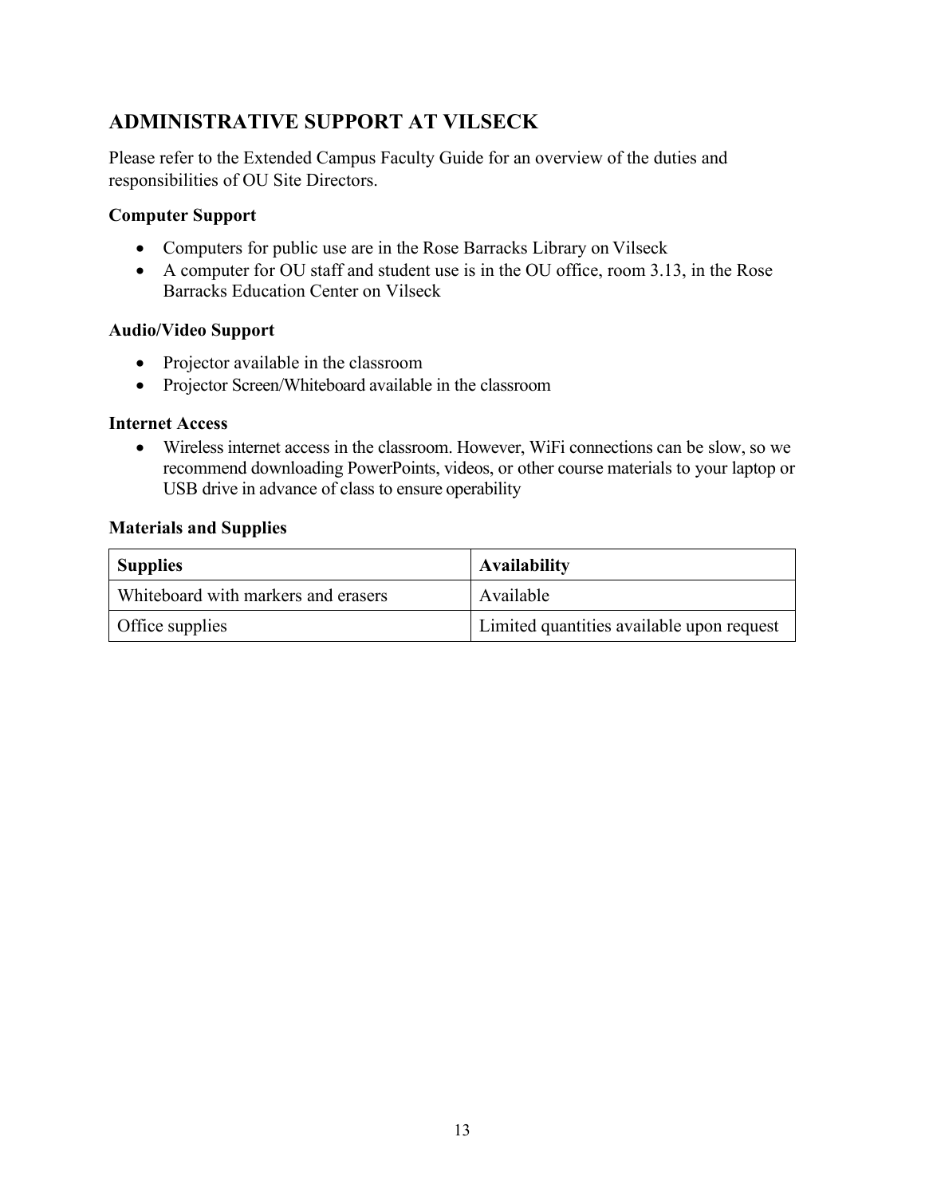## ADMINISTRATIVE SUPPORT AT VILSECK

Please refer to the Extended Campus Faculty Guide for an overview of the duties and responsibilities of OU Site Directors.

### Computer Support

- Computers for public use are in the Rose Barracks Library on Vilseck
- A computer for OU staff and student use is in the OU office, room 3.13, in the Rose Barracks Education Center on Vilseck

### Audio/Video Support

- Projector available in the classroom
- Projector Screen/Whiteboard available in the classroom

### Internet Access

- Wireless internet access in the classroom. However, WiFi connections can be slow, so we recommend downloading PowerPoints, videos, or other course materials to your laptop or USB drive in advance of class to ensure operability

### Materials and Supplies

| Supplies | Availability |
|---|---|
| Whiteboard with markers and erasers | Available |
| Office supplies | Limited quantities available upon request |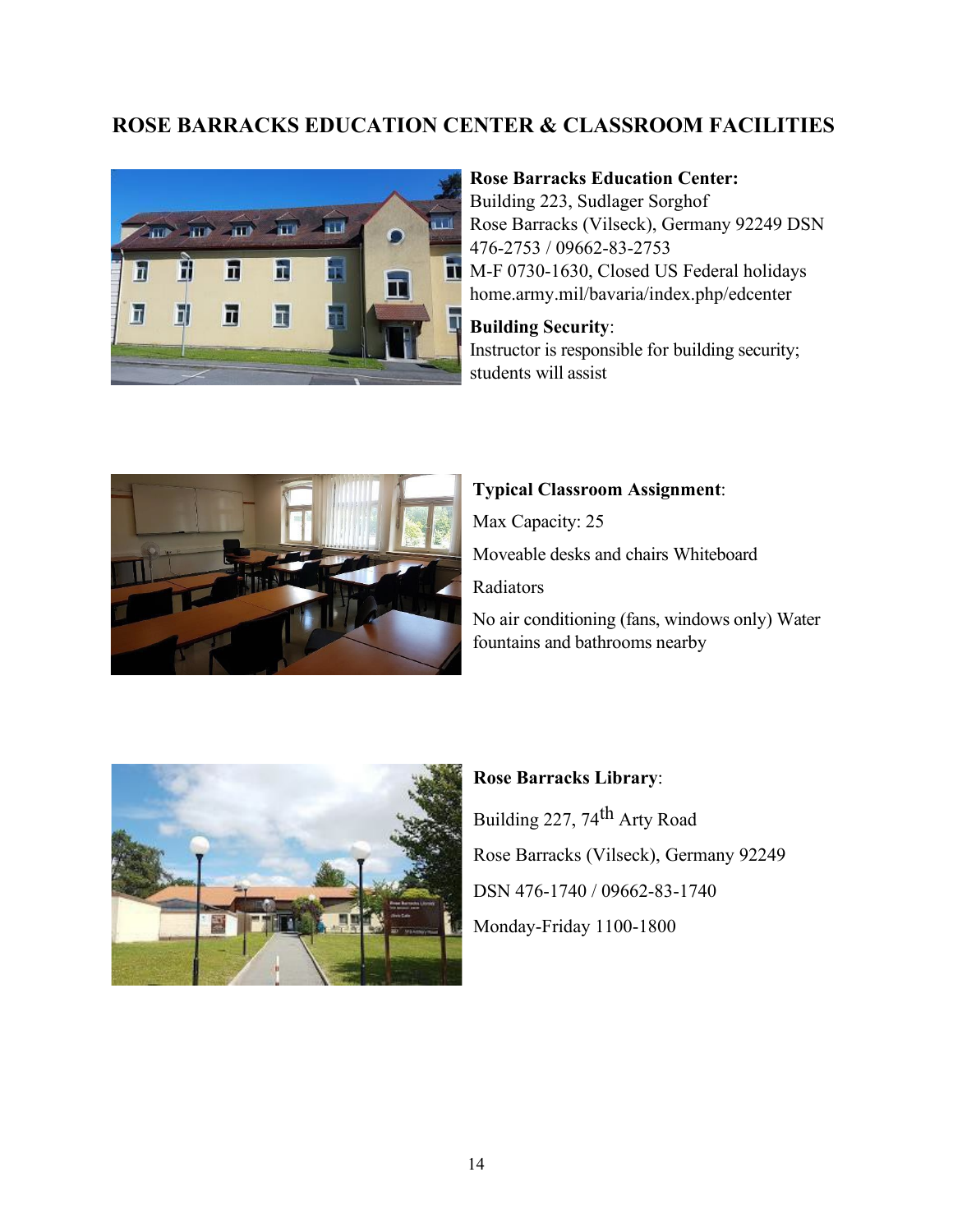## ROSE BARRACKS EDUCATION CENTER & CLASSROOM FACILITIES

**Rose Barracks Education Center:**
Building 223, Sudlager Sorghof
Rose Barracks (Vilseck), Germany 92249 DSN 476-2753 / 09662-83-2753
M-F 0730-1630, Closed US Federal holidays
home.army.mil/bavaria/index.php/edcenter

**Building Security**:
Instructor is responsible for building security; students will assist

**Typical Classroom Assignment**:

Max Capacity: 25

Moveable desks and chairs Whiteboard

Radiators

No air conditioning (fans, windows only) Water fountains and bathrooms nearby

**Rose Barracks Library**:

Building 227, 74th Arty Road

Rose Barracks (Vilseck), Germany 92249

DSN 476-1740 / 09662-83-1740

Monday-Friday 1100-1800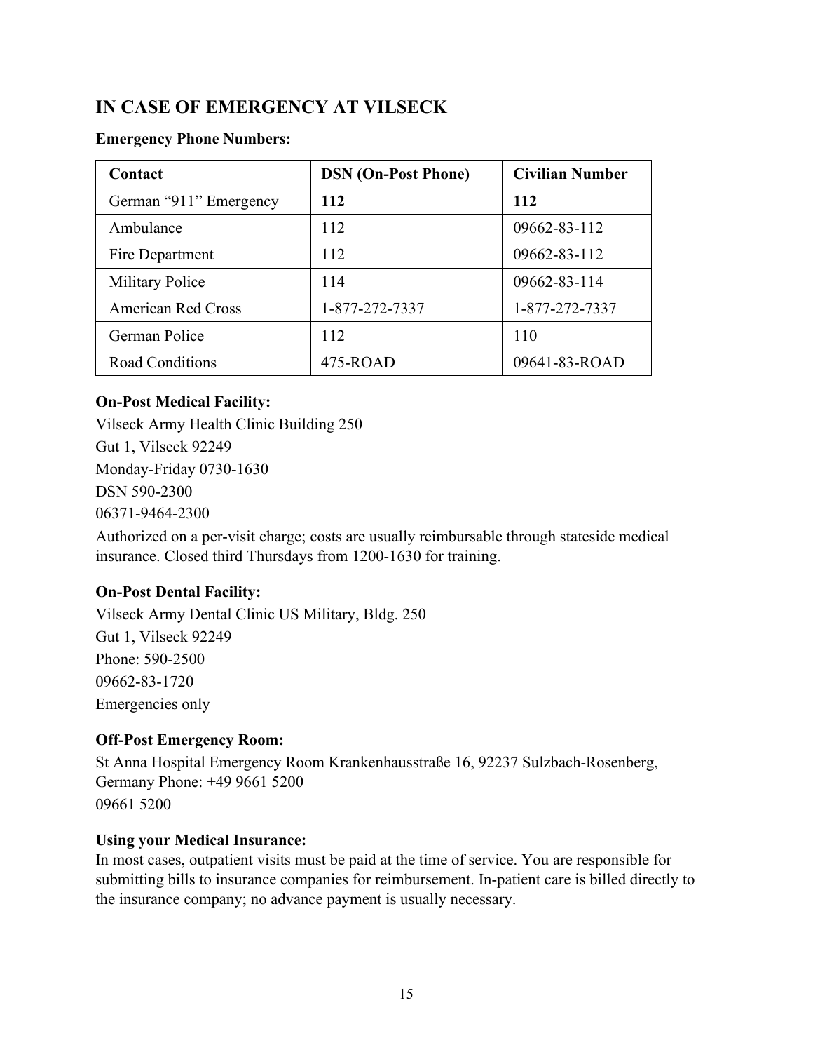## IN CASE OF EMERGENCY AT VILSECK

**Emergency Phone Numbers:**

| Contact | DSN (On-Post Phone) | Civilian Number |
|---|---|---|
| German “911” Emergency | **112** | **112** |
| Ambulance | 112 | 09662-83-112 |
| Fire Department | 112 | 09662-83-112 |
| Military Police | 114 | 09662-83-114 |
| American Red Cross | 1-877-272-7337 | 1-877-272-7337 |
| German Police | 112 | 110 |
| Road Conditions | 475-ROAD | 09641-83-ROAD |

**On-Post Medical Facility:**

Vilseck Army Health Clinic Building 250
Gut 1, Vilseck 92249
Monday-Friday 0730-1630
DSN 590-2300
06371-9464-2300

Authorized on a per-visit charge; costs are usually reimbursable through stateside medical insurance. Closed third Thursdays from 1200-1630 for training.

**On-Post Dental Facility:**

Vilseck Army Dental Clinic US Military, Bldg. 250
Gut 1, Vilseck 92249
Phone: 590-2500
09662-83-1720
Emergencies only

**Off-Post Emergency Room:**

St Anna Hospital Emergency Room Krankenhausstraße 16, 92237 Sulzbach-Rosenberg, Germany Phone: +49 9661 5200
09661 5200

**Using your Medical Insurance:**

In most cases, outpatient visits must be paid at the time of service. You are responsible for submitting bills to insurance companies for reimbursement. In-patient care is billed directly to the insurance company; no advance payment is usually necessary.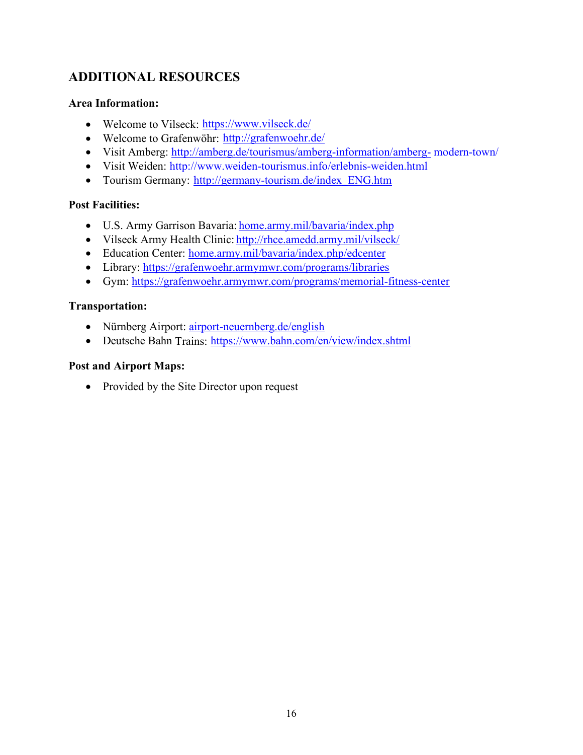## ADDITIONAL RESOURCES

**Area Information:**

- Welcome to Vilseck: https://www.vilseck.de/
- Welcome to Grafenwöhr: http://grafenwoehr.de/
- Visit Amberg: http://amberg.de/tourismus/amberg-information/amberg- modern-town/
- Visit Weiden: http://www.weiden-tourismus.info/erlebnis-weiden.html
- Tourism Germany: http://germany-tourism.de/index_ENG.htm

**Post Facilities:**

- U.S. Army Garrison Bavaria: home.army.mil/bavaria/index.php
- Vilseck Army Health Clinic: http://rhce.amedd.army.mil/vilseck/
- Education Center: home.army.mil/bavaria/index.php/edcenter
- Library: https://grafenwoehr.armymwr.com/programs/libraries
- Gym: https://grafenwoehr.armymwr.com/programs/memorial-fitness-center

**Transportation:**

- Nürnberg Airport: airport-neuernberg.de/english
- Deutsche Bahn Trains: https://www.bahn.com/en/view/index.shtml

**Post and Airport Maps:**

- Provided by the Site Director upon request